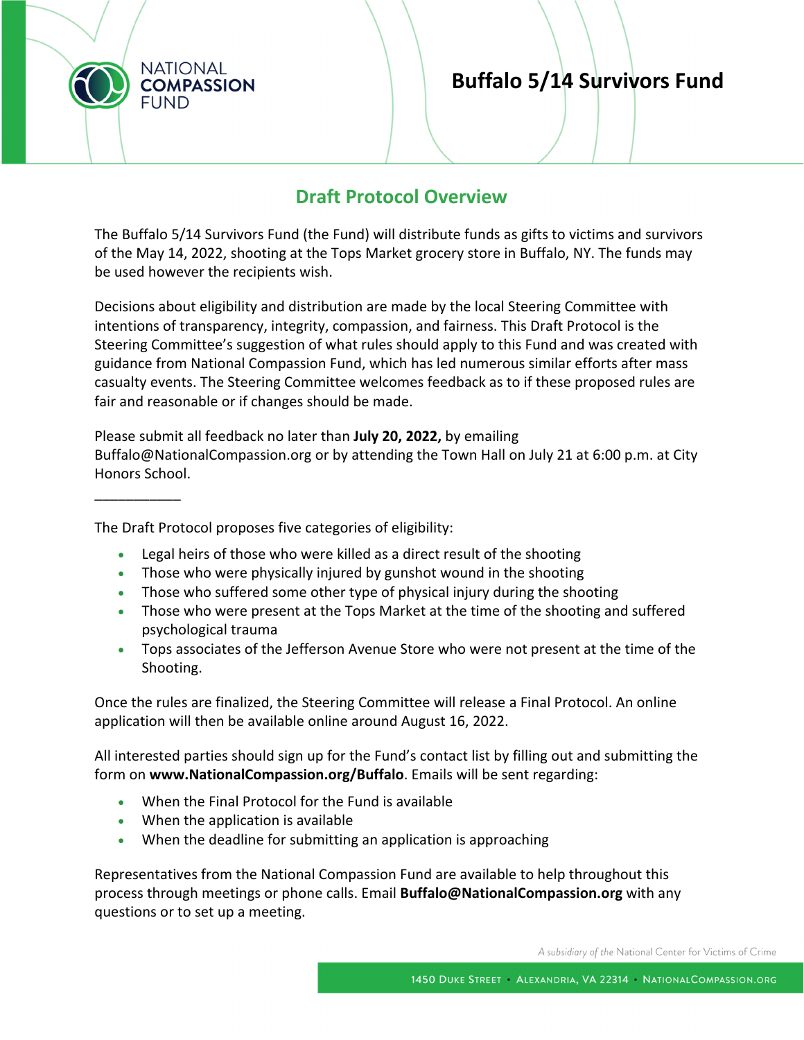# Buffalo 5/14 Survivors Fund

## Draft Protocol Overview

The Buffalo 5/14 Survivors Fund (the Fund) will distribute funds as gifts to victims and survivors of the May 14, 2022, shooting at the Tops Market grocery store in Buffalo, NY. The funds may be used however the recipients wish.

Decisions about eligibility and distribution are made by the local Steering Committee with intentions of transparency, integrity, compassion, and fairness. This Draft Protocol is the Steering Committee's suggestion of what rules should apply to this Fund and was created with guidance from National Compassion Fund, which has led numerous similar efforts after mass casualty events. The Steering Committee welcomes feedback as to if these proposed rules are fair and reasonable or if changes should be made.

Please submit all feedback no later than **July 20, 2022,** by emailing Buffalo@NationalCompassion.org or by attending the Town Hall on July 21 at 6:00 p.m. at City Honors School.

___________

The Draft Protocol proposes five categories of eligibility:

- Legal heirs of those who were killed as a direct result of the shooting
- Those who were physically injured by gunshot wound in the shooting
- Those who suffered some other type of physical injury during the shooting
- Those who were present at the Tops Market at the time of the shooting and suffered psychological trauma
- Tops associates of the Jefferson Avenue Store who were not present at the time of the Shooting.

Once the rules are finalized, the Steering Committee will release a Final Protocol. An online application will then be available online around August 16, 2022.

All interested parties should sign up for the Fund's contact list by filling out and submitting the form on **www.NationalCompassion.org/Buffalo**. Emails will be sent regarding:

- When the Final Protocol for the Fund is available
- When the application is available
- When the deadline for submitting an application is approaching

Representatives from the National Compassion Fund are available to help throughout this process through meetings or phone calls. Email **Buffalo@NationalCompassion.org** with any questions or to set up a meeting.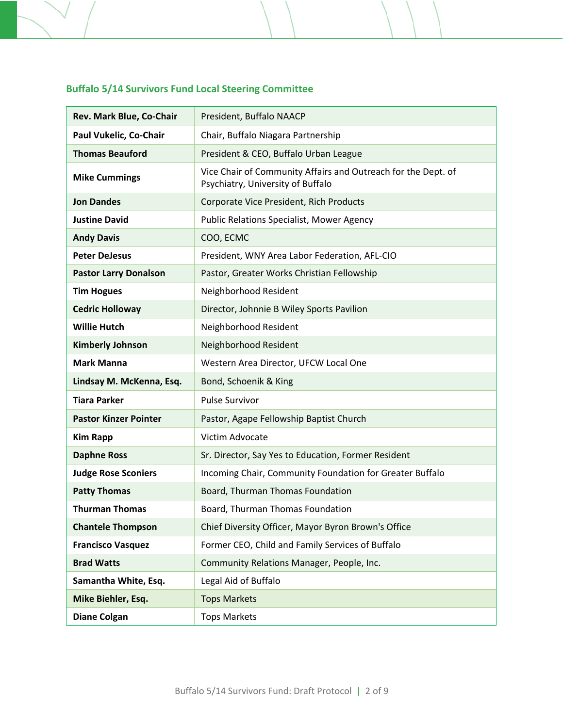## Buffalo 5/14 Survivors Fund Local Steering Committee

| | |
|---|---|
| **Rev. Mark Blue, Co-Chair** | President, Buffalo NAACP |
| **Paul Vukelic, Co-Chair** | Chair, Buffalo Niagara Partnership |
| **Thomas Beauford** | President & CEO, Buffalo Urban League |
| **Mike Cummings** | Vice Chair of Community Affairs and Outreach for the Dept. of Psychiatry, University of Buffalo |
| **Jon Dandes** | Corporate Vice President, Rich Products |
| **Justine David** | Public Relations Specialist, Mower Agency |
| **Andy Davis** | COO, ECMC |
| **Peter DeJesus** | President, WNY Area Labor Federation, AFL-CIO |
| **Pastor Larry Donalson** | Pastor, Greater Works Christian Fellowship |
| **Tim Hogues** | Neighborhood Resident |
| **Cedric Holloway** | Director, Johnnie B Wiley Sports Pavilion |
| **Willie Hutch** | Neighborhood Resident |
| **Kimberly Johnson** | Neighborhood Resident |
| **Mark Manna** | Western Area Director, UFCW Local One |
| **Lindsay M. McKenna, Esq.** | Bond, Schoenik & King |
| **Tiara Parker** | Pulse Survivor |
| **Pastor Kinzer Pointer** | Pastor, Agape Fellowship Baptist Church |
| **Kim Rapp** | Victim Advocate |
| **Daphne Ross** | Sr. Director, Say Yes to Education, Former Resident |
| **Judge Rose Sconiers** | Incoming Chair, Community Foundation for Greater Buffalo |
| **Patty Thomas** | Board, Thurman Thomas Foundation |
| **Thurman Thomas** | Board, Thurman Thomas Foundation |
| **Chantele Thompson** | Chief Diversity Officer, Mayor Byron Brown's Office |
| **Francisco Vasquez** | Former CEO, Child and Family Services of Buffalo |
| **Brad Watts** | Community Relations Manager, People, Inc. |
| **Samantha White, Esq.** | Legal Aid of Buffalo |
| **Mike Biehler, Esq.** | Tops Markets |
| **Diane Colgan** | Tops Markets |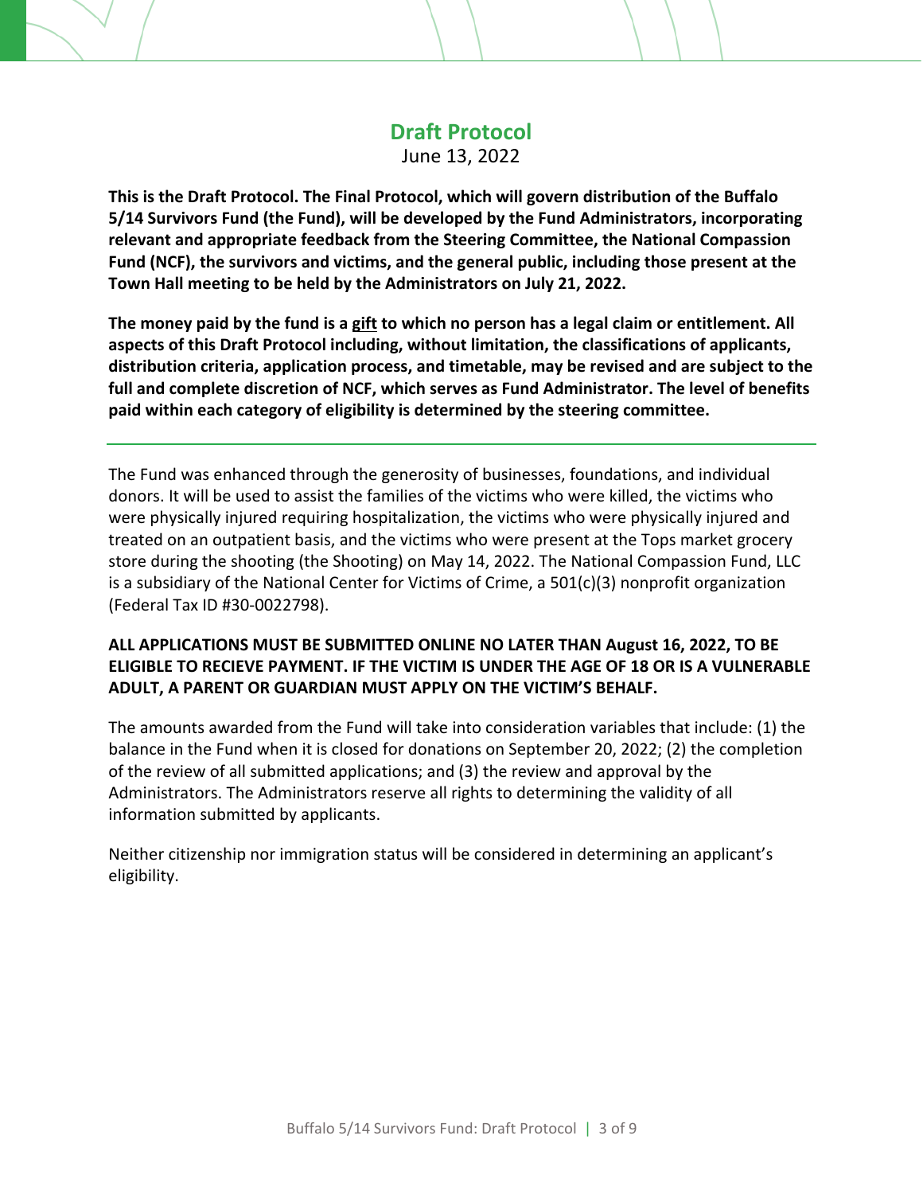# Draft Protocol

June 13, 2022

**This is the Draft Protocol. The Final Protocol, which will govern distribution of the Buffalo 5/14 Survivors Fund (the Fund), will be developed by the Fund Administrators, incorporating relevant and appropriate feedback from the Steering Committee, the National Compassion Fund (NCF), the survivors and victims, and the general public, including those present at the Town Hall meeting to be held by the Administrators on July 21, 2022.**

**The money paid by the fund is a <u>gift</u> to which no person has a legal claim or entitlement. All aspects of this Draft Protocol including, without limitation, the classifications of applicants, distribution criteria, application process, and timetable, may be revised and are subject to the full and complete discretion of NCF, which serves as Fund Administrator. The level of benefits paid within each category of eligibility is determined by the steering committee.**

---

The Fund was enhanced through the generosity of businesses, foundations, and individual donors. It will be used to assist the families of the victims who were killed, the victims who were physically injured requiring hospitalization, the victims who were physically injured and treated on an outpatient basis, and the victims who were present at the Tops market grocery store during the shooting (the Shooting) on May 14, 2022. The National Compassion Fund, LLC is a subsidiary of the National Center for Victims of Crime, a 501(c)(3) nonprofit organization (Federal Tax ID #30-0022798).

**ALL APPLICATIONS MUST BE SUBMITTED ONLINE NO LATER THAN August 16, 2022, TO BE ELIGIBLE TO RECIEVE PAYMENT. IF THE VICTIM IS UNDER THE AGE OF 18 OR IS A VULNERABLE ADULT, A PARENT OR GUARDIAN MUST APPLY ON THE VICTIM'S BEHALF.**

The amounts awarded from the Fund will take into consideration variables that include: (1) the balance in the Fund when it is closed for donations on September 20, 2022; (2) the completion of the review of all submitted applications; and (3) the review and approval by the Administrators. The Administrators reserve all rights to determining the validity of all information submitted by applicants.

Neither citizenship nor immigration status will be considered in determining an applicant's eligibility.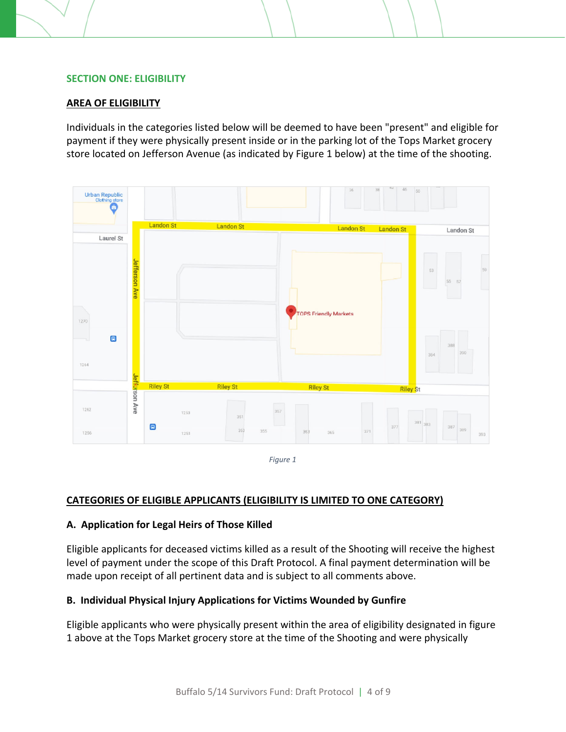## SECTION ONE: ELIGIBILITY

### AREA OF ELIGIBILITY

Individuals in the categories listed below will be deemed to have been "present" and eligible for payment if they were physically present inside or in the parking lot of the Tops Market grocery store located on Jefferson Avenue (as indicated by Figure 1 below) at the time of the shooting.

*Figure 1*

### CATEGORIES OF ELIGIBLE APPLICANTS (ELIGIBILITY IS LIMITED TO ONE CATEGORY)

**A. Application for Legal Heirs of Those Killed**

Eligible applicants for deceased victims killed as a result of the Shooting will receive the highest level of payment under the scope of this Draft Protocol. A final payment determination will be made upon receipt of all pertinent data and is subject to all comments above.

**B. Individual Physical Injury Applications for Victims Wounded by Gunfire**

Eligible applicants who were physically present within the area of eligibility designated in figure 1 above at the Tops Market grocery store at the time of the Shooting and were physically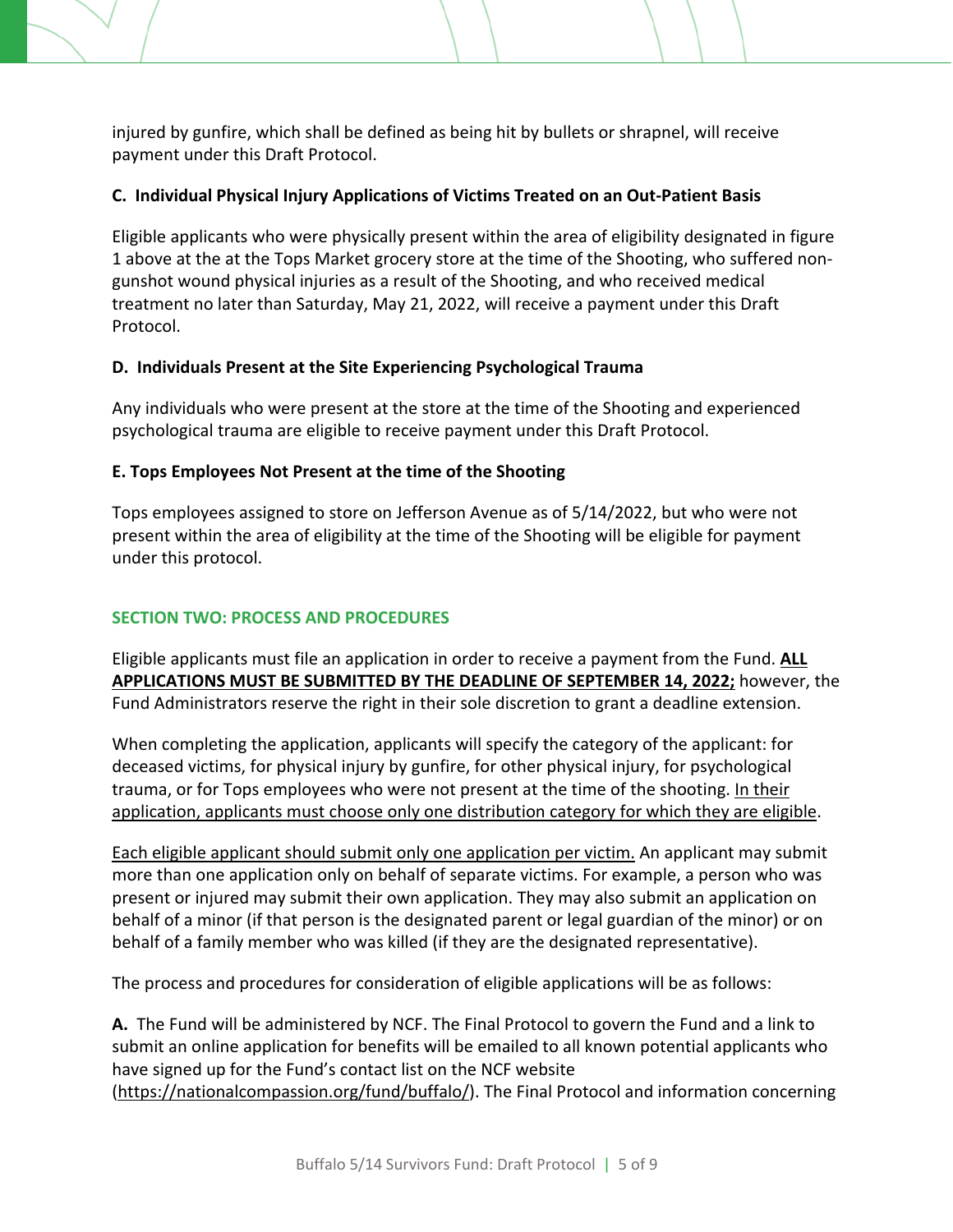injured by gunfire, which shall be defined as being hit by bullets or shrapnel, will receive payment under this Draft Protocol.

**C. Individual Physical Injury Applications of Victims Treated on an Out-Patient Basis**

Eligible applicants who were physically present within the area of eligibility designated in figure 1 above at the at the Tops Market grocery store at the time of the Shooting, who suffered non-gunshot wound physical injuries as a result of the Shooting, and who received medical treatment no later than Saturday, May 21, 2022, will receive a payment under this Draft Protocol.

**D. Individuals Present at the Site Experiencing Psychological Trauma**

Any individuals who were present at the store at the time of the Shooting and experienced psychological trauma are eligible to receive payment under this Draft Protocol.

**E. Tops Employees Not Present at the time of the Shooting**

Tops employees assigned to store on Jefferson Avenue as of 5/14/2022, but who were not present within the area of eligibility at the time of the Shooting will be eligible for payment under this protocol.

## SECTION TWO: PROCESS AND PROCEDURES

Eligible applicants must file an application in order to receive a payment from the Fund. **ALL APPLICATIONS MUST BE SUBMITTED BY THE DEADLINE OF SEPTEMBER 14, 2022;** however, the Fund Administrators reserve the right in their sole discretion to grant a deadline extension.

When completing the application, applicants will specify the category of the applicant: for deceased victims, for physical injury by gunfire, for other physical injury, for psychological trauma, or for Tops employees who were not present at the time of the shooting. In their application, applicants must choose only one distribution category for which they are eligible.

Each eligible applicant should submit only one application per victim. An applicant may submit more than one application only on behalf of separate victims. For example, a person who was present or injured may submit their own application. They may also submit an application on behalf of a minor (if that person is the designated parent or legal guardian of the minor) or on behalf of a family member who was killed (if they are the designated representative).

The process and procedures for consideration of eligible applications will be as follows:

**A.** The Fund will be administered by NCF. The Final Protocol to govern the Fund and a link to submit an online application for benefits will be emailed to all known potential applicants who have signed up for the Fund's contact list on the NCF website (https://nationalcompassion.org/fund/buffalo/). The Final Protocol and information concerning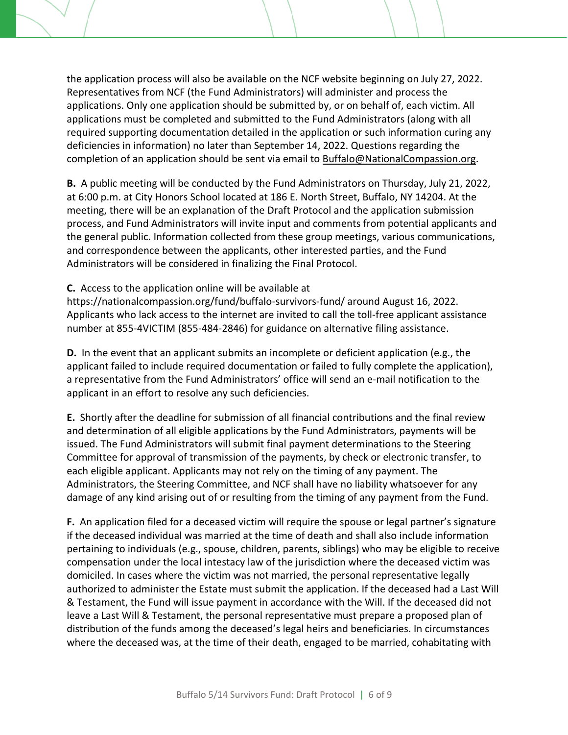the application process will also be available on the NCF website beginning on July 27, 2022. Representatives from NCF (the Fund Administrators) will administer and process the applications. Only one application should be submitted by, or on behalf of, each victim. All applications must be completed and submitted to the Fund Administrators (along with all required supporting documentation detailed in the application or such information curing any deficiencies in information) no later than September 14, 2022. Questions regarding the completion of an application should be sent via email to Buffalo@NationalCompassion.org.

**B.** A public meeting will be conducted by the Fund Administrators on Thursday, July 21, 2022, at 6:00 p.m. at City Honors School located at 186 E. North Street, Buffalo, NY 14204. At the meeting, there will be an explanation of the Draft Protocol and the application submission process, and Fund Administrators will invite input and comments from potential applicants and the general public. Information collected from these group meetings, various communications, and correspondence between the applicants, other interested parties, and the Fund Administrators will be considered in finalizing the Final Protocol.

**C.** Access to the application online will be available at https://nationalcompassion.org/fund/buffalo-survivors-fund/ around August 16, 2022. Applicants who lack access to the internet are invited to call the toll-free applicant assistance number at 855-4VICTIM (855-484-2846) for guidance on alternative filing assistance.

**D.** In the event that an applicant submits an incomplete or deficient application (e.g., the applicant failed to include required documentation or failed to fully complete the application), a representative from the Fund Administrators' office will send an e-mail notification to the applicant in an effort to resolve any such deficiencies.

**E.** Shortly after the deadline for submission of all financial contributions and the final review and determination of all eligible applications by the Fund Administrators, payments will be issued. The Fund Administrators will submit final payment determinations to the Steering Committee for approval of transmission of the payments, by check or electronic transfer, to each eligible applicant. Applicants may not rely on the timing of any payment. The Administrators, the Steering Committee, and NCF shall have no liability whatsoever for any damage of any kind arising out of or resulting from the timing of any payment from the Fund.

**F.** An application filed for a deceased victim will require the spouse or legal partner's signature if the deceased individual was married at the time of death and shall also include information pertaining to individuals (e.g., spouse, children, parents, siblings) who may be eligible to receive compensation under the local intestacy law of the jurisdiction where the deceased victim was domiciled. In cases where the victim was not married, the personal representative legally authorized to administer the Estate must submit the application. If the deceased had a Last Will & Testament, the Fund will issue payment in accordance with the Will. If the deceased did not leave a Last Will & Testament, the personal representative must prepare a proposed plan of distribution of the funds among the deceased's legal heirs and beneficiaries. In circumstances where the deceased was, at the time of their death, engaged to be married, cohabitating with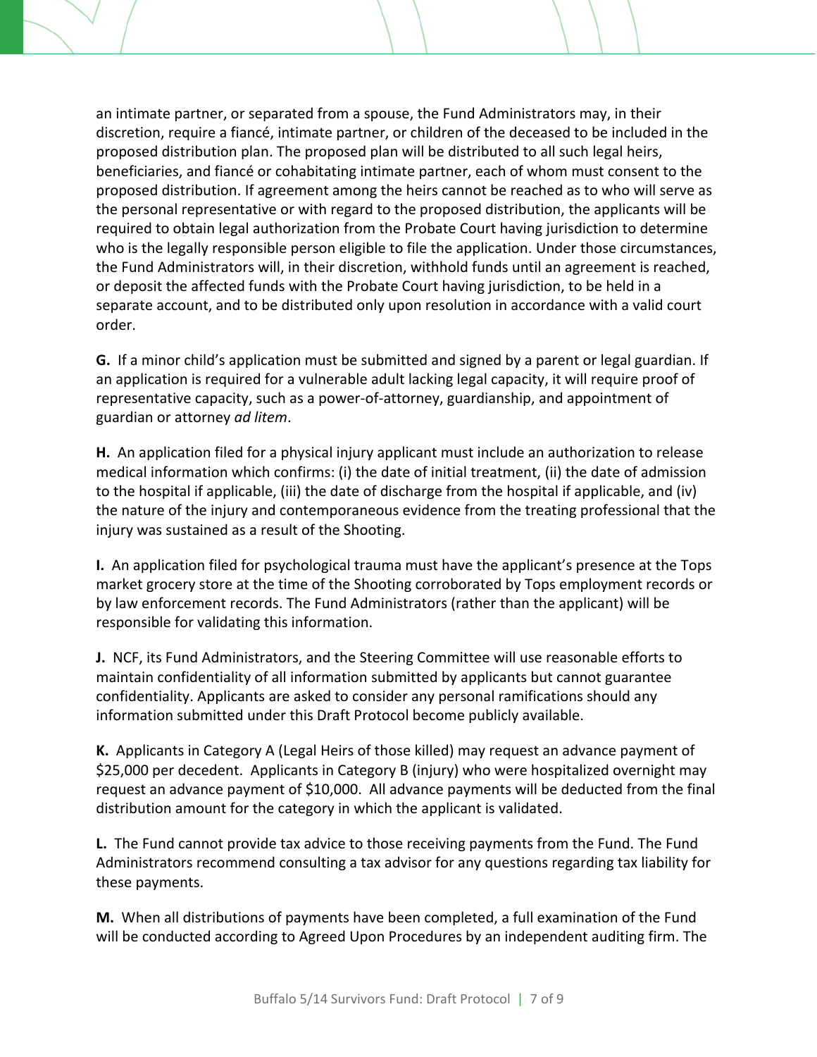an intimate partner, or separated from a spouse, the Fund Administrators may, in their discretion, require a fiancé, intimate partner, or children of the deceased to be included in the proposed distribution plan. The proposed plan will be distributed to all such legal heirs, beneficiaries, and fiancé or cohabitating intimate partner, each of whom must consent to the proposed distribution. If agreement among the heirs cannot be reached as to who will serve as the personal representative or with regard to the proposed distribution, the applicants will be required to obtain legal authorization from the Probate Court having jurisdiction to determine who is the legally responsible person eligible to file the application. Under those circumstances, the Fund Administrators will, in their discretion, withhold funds until an agreement is reached, or deposit the affected funds with the Probate Court having jurisdiction, to be held in a separate account, and to be distributed only upon resolution in accordance with a valid court order.

**G.** If a minor child's application must be submitted and signed by a parent or legal guardian. If an application is required for a vulnerable adult lacking legal capacity, it will require proof of representative capacity, such as a power-of-attorney, guardianship, and appointment of guardian or attorney *ad litem*.

**H.** An application filed for a physical injury applicant must include an authorization to release medical information which confirms: (i) the date of initial treatment, (ii) the date of admission to the hospital if applicable, (iii) the date of discharge from the hospital if applicable, and (iv) the nature of the injury and contemporaneous evidence from the treating professional that the injury was sustained as a result of the Shooting.

**I.** An application filed for psychological trauma must have the applicant's presence at the Tops market grocery store at the time of the Shooting corroborated by Tops employment records or by law enforcement records. The Fund Administrators (rather than the applicant) will be responsible for validating this information.

**J.** NCF, its Fund Administrators, and the Steering Committee will use reasonable efforts to maintain confidentiality of all information submitted by applicants but cannot guarantee confidentiality. Applicants are asked to consider any personal ramifications should any information submitted under this Draft Protocol become publicly available.

**K.** Applicants in Category A (Legal Heirs of those killed) may request an advance payment of $25,000 per decedent. Applicants in Category B (injury) who were hospitalized overnight may request an advance payment of $10,000. All advance payments will be deducted from the final distribution amount for the category in which the applicant is validated.

**L.** The Fund cannot provide tax advice to those receiving payments from the Fund. The Fund Administrators recommend consulting a tax advisor for any questions regarding tax liability for these payments.

**M.** When all distributions of payments have been completed, a full examination of the Fund will be conducted according to Agreed Upon Procedures by an independent auditing firm. The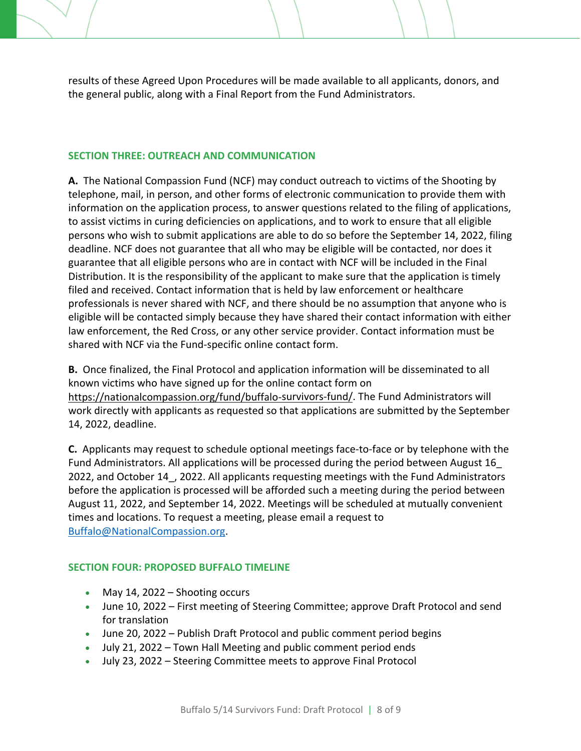results of these Agreed Upon Procedures will be made available to all applicants, donors, and the general public, along with a Final Report from the Fund Administrators.

## SECTION THREE: OUTREACH AND COMMUNICATION

**A.** The National Compassion Fund (NCF) may conduct outreach to victims of the Shooting by telephone, mail, in person, and other forms of electronic communication to provide them with information on the application process, to answer questions related to the filing of applications, to assist victims in curing deficiencies on applications, and to work to ensure that all eligible persons who wish to submit applications are able to do so before the September 14, 2022, filing deadline. NCF does not guarantee that all who may be eligible will be contacted, nor does it guarantee that all eligible persons who are in contact with NCF will be included in the Final Distribution. It is the responsibility of the applicant to make sure that the application is timely filed and received. Contact information that is held by law enforcement or healthcare professionals is never shared with NCF, and there should be no assumption that anyone who is eligible will be contacted simply because they have shared their contact information with either law enforcement, the Red Cross, or any other service provider. Contact information must be shared with NCF via the Fund-specific online contact form.

**B.** Once finalized, the Final Protocol and application information will be disseminated to all known victims who have signed up for the online contact form on https://nationalcompassion.org/fund/buffalo-survivors-fund/. The Fund Administrators will work directly with applicants as requested so that applications are submitted by the September 14, 2022, deadline.

**C.** Applicants may request to schedule optional meetings face-to-face or by telephone with the Fund Administrators. All applications will be processed during the period between August 16_ 2022, and October 14_, 2022. All applicants requesting meetings with the Fund Administrators before the application is processed will be afforded such a meeting during the period between August 11, 2022, and September 14, 2022. Meetings will be scheduled at mutually convenient times and locations. To request a meeting, please email a request to Buffalo@NationalCompassion.org.

## SECTION FOUR: PROPOSED BUFFALO TIMELINE

- May 14, 2022 – Shooting occurs
- June 10, 2022 – First meeting of Steering Committee; approve Draft Protocol and send for translation
- June 20, 2022 – Publish Draft Protocol and public comment period begins
- July 21, 2022 – Town Hall Meeting and public comment period ends
- July 23, 2022 – Steering Committee meets to approve Final Protocol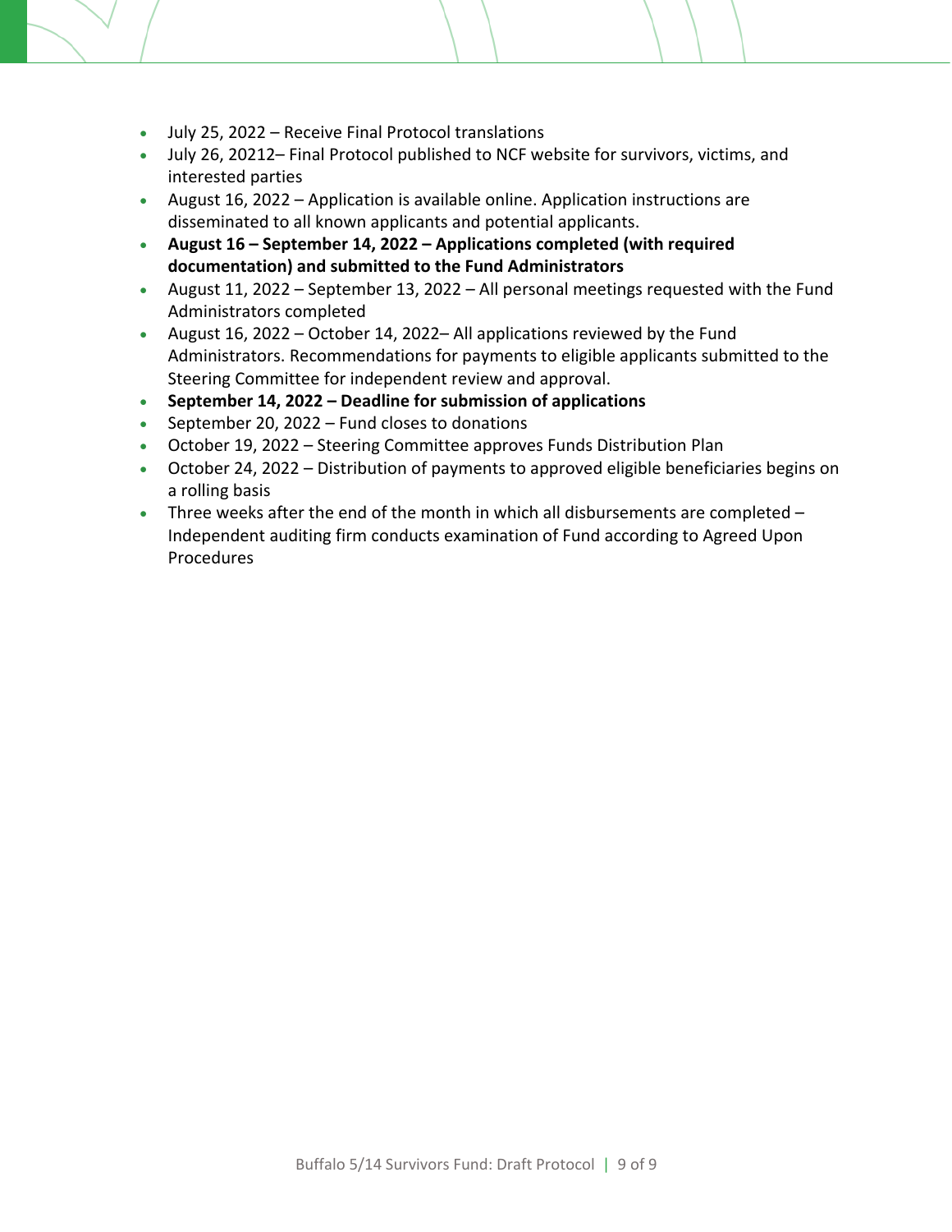- July 25, 2022 – Receive Final Protocol translations
- July 26, 20212– Final Protocol published to NCF website for survivors, victims, and interested parties
- August 16, 2022 – Application is available online. Application instructions are disseminated to all known applicants and potential applicants.
- **August 16 – September 14, 2022 – Applications completed (with required documentation) and submitted to the Fund Administrators**
- August 11, 2022 – September 13, 2022 – All personal meetings requested with the Fund Administrators completed
- August 16, 2022 – October 14, 2022– All applications reviewed by the Fund Administrators. Recommendations for payments to eligible applicants submitted to the Steering Committee for independent review and approval.
- **September 14, 2022 – Deadline for submission of applications**
- September 20, 2022 – Fund closes to donations
- October 19, 2022 – Steering Committee approves Funds Distribution Plan
- October 24, 2022 – Distribution of payments to approved eligible beneficiaries begins on a rolling basis
- Three weeks after the end of the month in which all disbursements are completed – Independent auditing firm conducts examination of Fund according to Agreed Upon Procedures